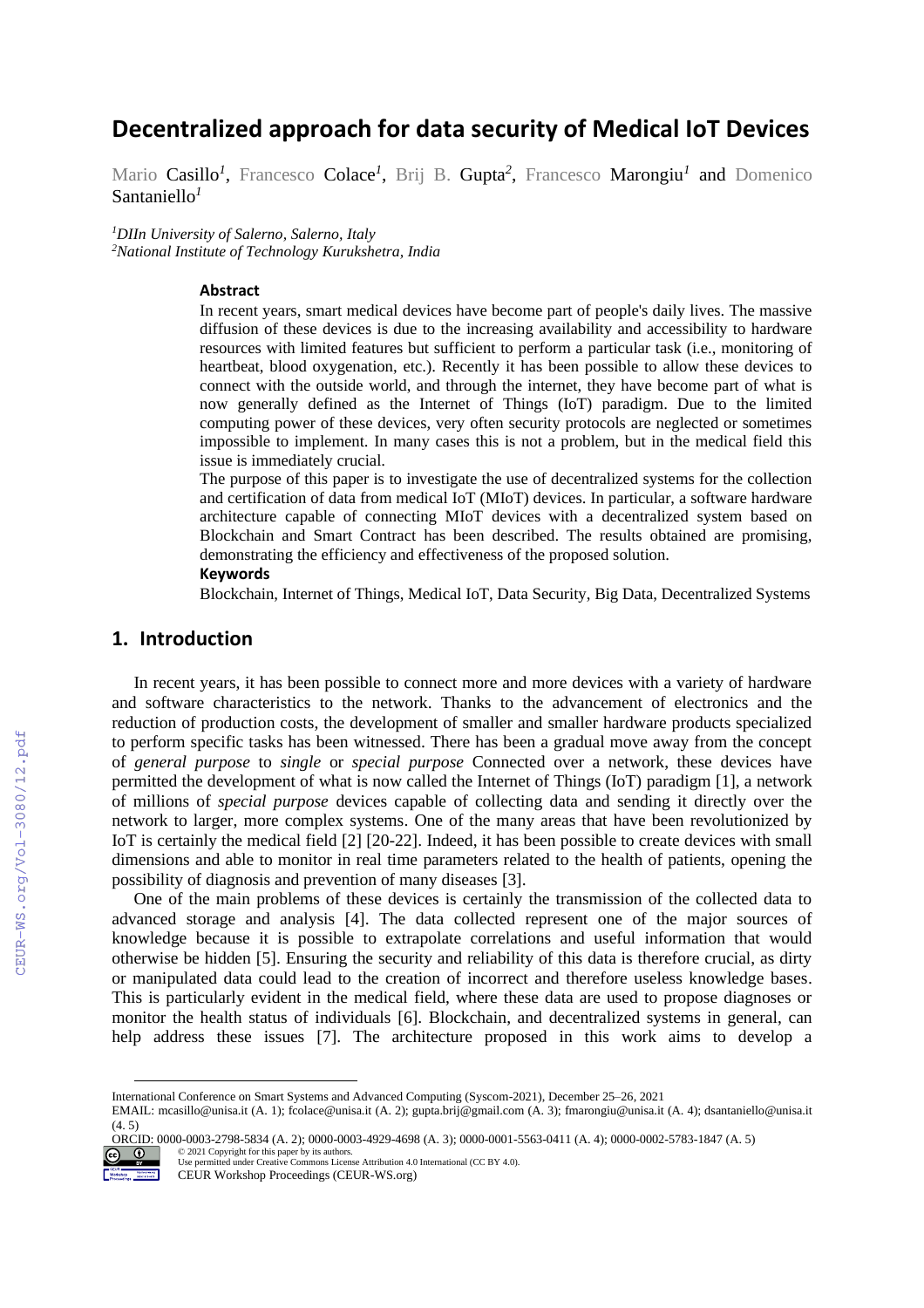# Decentralized approach for data security of Medical IoT Devices

Mario Casillo[1], Francesco Colace[1], Brij B. Gupta[2], Francesco Marongiu[1] and Domenico Santaniello[1]

[1]*DIIn University of Salerno, Salerno, Italy*
[2]*National Institute of Technology Kurukshetra, India*

### Abstract

In recent years, smart medical devices have become part of people's daily lives. The massive diffusion of these devices is due to the increasing availability and accessibility to hardware resources with limited features but sufficient to perform a particular task (i.e., monitoring of heartbeat, blood oxygenation, etc.). Recently it has been possible to allow these devices to connect with the outside world, and through the internet, they have become part of what is now generally defined as the Internet of Things (IoT) paradigm. Due to the limited computing power of these devices, very often security protocols are neglected or sometimes impossible to implement. In many cases this is not a problem, but in the medical field this issue is immediately crucial.

The purpose of this paper is to investigate the use of decentralized systems for the collection and certification of data from medical IoT (MIoT) devices. In particular, a software hardware architecture capable of connecting MIoT devices with a decentralized system based on Blockchain and Smart Contract has been described. The results obtained are promising, demonstrating the efficiency and effectiveness of the proposed solution.

### Keywords

Blockchain, Internet of Things, Medical IoT, Data Security, Big Data, Decentralized Systems

## 1. Introduction

In recent years, it has been possible to connect more and more devices with a variety of hardware and software characteristics to the network. Thanks to the advancement of electronics and the reduction of production costs, the development of smaller and smaller hardware products specialized to perform specific tasks has been witnessed. There has been a gradual move away from the concept of *general purpose* to *single* or *special purpose* Connected over a network, these devices have permitted the development of what is now called the Internet of Things (IoT) paradigm [1], a network of millions of *special purpose* devices capable of collecting data and sending it directly over the network to larger, more complex systems. One of the many areas that have been revolutionized by IoT is certainly the medical field [2] [20-22]. Indeed, it has been possible to create devices with small dimensions and able to monitor in real time parameters related to the health of patients, opening the possibility of diagnosis and prevention of many diseases [3].

One of the main problems of these devices is certainly the transmission of the collected data to advanced storage and analysis [4]. The data collected represent one of the major sources of knowledge because it is possible to extrapolate correlations and useful information that would otherwise be hidden [5]. Ensuring the security and reliability of this data is therefore crucial, as dirty or manipulated data could lead to the creation of incorrect and therefore useless knowledge bases. This is particularly evident in the medical field, where these data are used to propose diagnoses or monitor the health status of individuals [6]. Blockchain, and decentralized systems in general, can help address these issues [7]. The architecture proposed in this work aims to develop a

---

International Conference on Smart Systems and Advanced Computing (Syscom-2021), December 25–26, 2021
EMAIL: mcasillo@unisa.it (A. 1); fcolace@unisa.it (A. 2); gupta.brij@gmail.com (A. 3); fmarongiu@unisa.it (A. 4); dsantaniello@unisa.it (4. 5)
ORCID: 0000-0003-2798-5834 (A. 2); 0000-0003-4929-4698 (A. 3); 0000-0001-5563-0411 (A. 4); 0000-0002-5783-1847 (A. 5)
© 2021 Copyright for this paper by its authors.
Use permitted under Creative Commons License Attribution 4.0 International (CC BY 4.0).
CEUR Workshop Proceedings (CEUR-WS.org)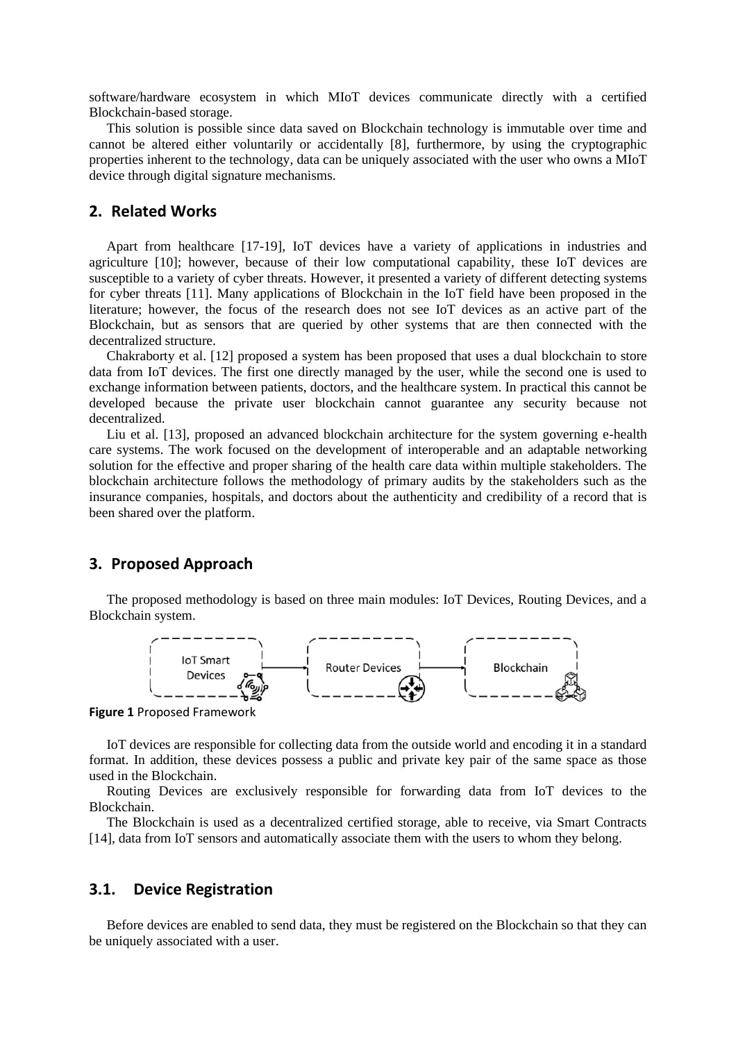software/hardware ecosystem in which MIoT devices communicate directly with a certified Blockchain-based storage.

This solution is possible since data saved on Blockchain technology is immutable over time and cannot be altered either voluntarily or accidentally [8], furthermore, by using the cryptographic properties inherent to the technology, data can be uniquely associated with the user who owns a MIoT device through digital signature mechanisms.

## 2. Related Works

Apart from healthcare [17-19], IoT devices have a variety of applications in industries and agriculture [10]; however, because of their low computational capability, these IoT devices are susceptible to a variety of cyber threats. However, it presented a variety of different detecting systems for cyber threats [11]. Many applications of Blockchain in the IoT field have been proposed in the literature; however, the focus of the research does not see IoT devices as an active part of the Blockchain, but as sensors that are queried by other systems that are then connected with the decentralized structure.

Chakraborty et al. [12] proposed a system has been proposed that uses a dual blockchain to store data from IoT devices. The first one directly managed by the user, while the second one is used to exchange information between patients, doctors, and the healthcare system. In practical this cannot be developed because the private user blockchain cannot guarantee any security because not decentralized.

Liu et al. [13], proposed an advanced blockchain architecture for the system governing e-health care systems. The work focused on the development of interoperable and an adaptable networking solution for the effective and proper sharing of the health care data within multiple stakeholders. The blockchain architecture follows the methodology of primary audits by the stakeholders such as the insurance companies, hospitals, and doctors about the authenticity and credibility of a record that is been shared over the platform.

## 3. Proposed Approach

The proposed methodology is based on three main modules: IoT Devices, Routing Devices, and a Blockchain system.

IoT Smart Devices → Router Devices → Blockchain

**Figure 1** Proposed Framework

IoT devices are responsible for collecting data from the outside world and encoding it in a standard format. In addition, these devices possess a public and private key pair of the same space as those used in the Blockchain.

Routing Devices are exclusively responsible for forwarding data from IoT devices to the Blockchain.

The Blockchain is used as a decentralized certified storage, able to receive, via Smart Contracts [14], data from IoT sensors and automatically associate them with the users to whom they belong.

### 3.1. Device Registration

Before devices are enabled to send data, they must be registered on the Blockchain so that they can be uniquely associated with a user.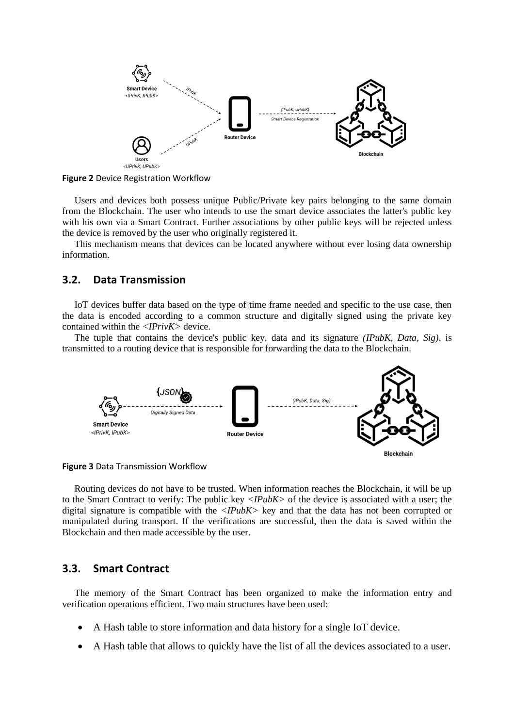**Figure 2** Device Registration Workflow

Users and devices both possess unique Public/Private key pairs belonging to the same domain from the Blockchain. The user who intends to use the smart device associates the latter's public key with his own via a Smart Contract. Further associations by other public keys will be rejected unless the device is removed by the user who originally registered it.

This mechanism means that devices can be located anywhere without ever losing data ownership information.

## 3.2. Data Transmission

IoT devices buffer data based on the type of time frame needed and specific to the use case, then the data is encoded according to a common structure and digitally signed using the private key contained within the *<IPrivK>* device.

The tuple that contains the device's public key, data and its signature *(IPubK, Data, Sig)*, is transmitted to a routing device that is responsible for forwarding the data to the Blockchain.

**Figure 3** Data Transmission Workflow

Routing devices do not have to be trusted. When information reaches the Blockchain, it will be up to the Smart Contract to verify: The public key *<IPubK>* of the device is associated with a user; the digital signature is compatible with the *<IPubK>* key and that the data has not been corrupted or manipulated during transport. If the verifications are successful, then the data is saved within the Blockchain and then made accessible by the user.

## 3.3. Smart Contract

The memory of the Smart Contract has been organized to make the information entry and verification operations efficient. Two main structures have been used:

- A Hash table to store information and data history for a single IoT device.
- A Hash table that allows to quickly have the list of all the devices associated to a user.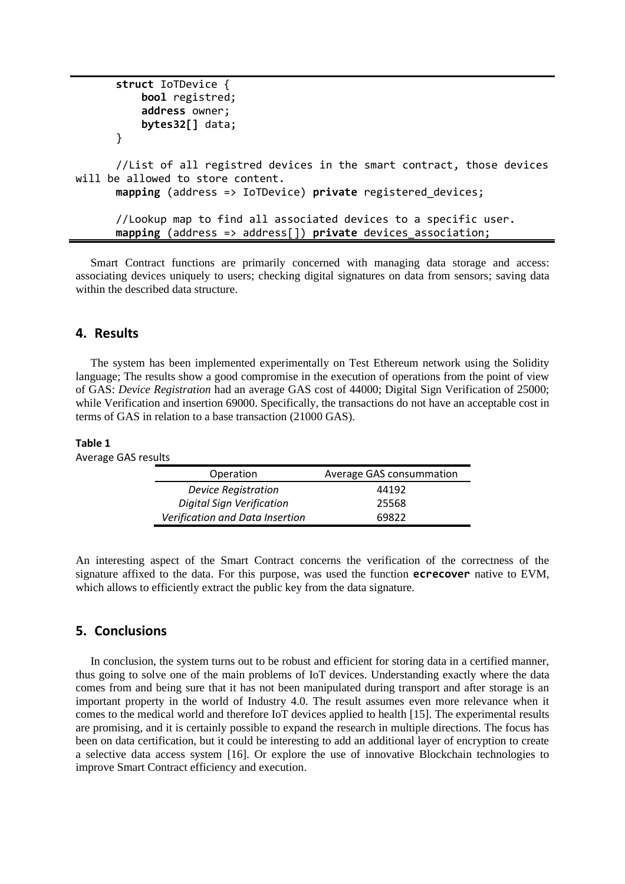```
	struct IoTDevice {
	    bool registred;
	    address owner;
	    bytes32[] data;
	}

	//List of all registred devices in the smart contract, those devices will be allowed to store content.
	mapping (address => IoTDevice) private registered_devices;

	//Lookup map to find all associated devices to a specific user.
	mapping (address => address[]) private devices_association;
```

Smart Contract functions are primarily concerned with managing data storage and access: associating devices uniquely to users; checking digital signatures on data from sensors; saving data within the described data structure.

## 4. Results

The system has been implemented experimentally on Test Ethereum network using the Solidity language; The results show a good compromise in the execution of operations from the point of view of GAS: *Device Registration* had an average GAS cost of 44000; Digital Sign Verification of 25000; while Verification and insertion 69000. Specifically, the transactions do not have an acceptable cost in terms of GAS in relation to a base transaction (21000 GAS).

**Table 1**
Average GAS results

| Operation | Average GAS consummation |
| --- | --- |
| *Device Registration* | 44192 |
| *Digital Sign Verification* | 25568 |
| *Verification and Data Insertion* | 69822 |

An interesting aspect of the Smart Contract concerns the verification of the correctness of the signature affixed to the data. For this purpose, was used the function **ecrecover** native to EVM, which allows to efficiently extract the public key from the data signature.

## 5. Conclusions

In conclusion, the system turns out to be robust and efficient for storing data in a certified manner, thus going to solve one of the main problems of IoT devices. Understanding exactly where the data comes from and being sure that it has not been manipulated during transport and after storage is an important property in the world of Industry 4.0. The result assumes even more relevance when it comes to the medical world and therefore IoT devices applied to health [15]. The experimental results are promising, and it is certainly possible to expand the research in multiple directions. The focus has been on data certification, but it could be interesting to add an additional layer of encryption to create a selective data access system [16]. Or explore the use of innovative Blockchain technologies to improve Smart Contract efficiency and execution.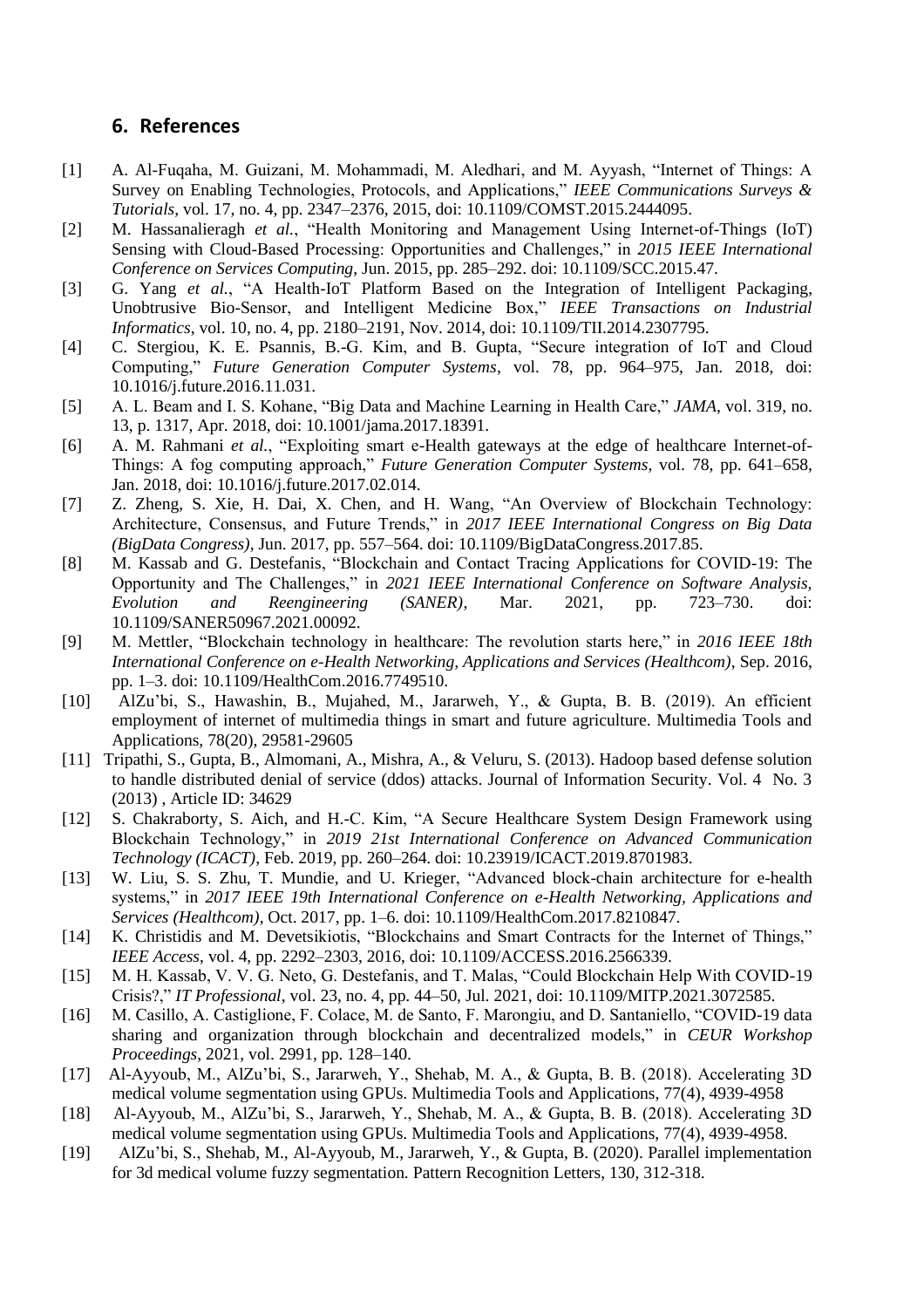## 6. References

[1] A. Al-Fuqaha, M. Guizani, M. Mohammadi, M. Aledhari, and M. Ayyash, "Internet of Things: A Survey on Enabling Technologies, Protocols, and Applications," *IEEE Communications Surveys & Tutorials*, vol. 17, no. 4, pp. 2347–2376, 2015, doi: 10.1109/COMST.2015.2444095.

[2] M. Hassanalieragh *et al.*, "Health Monitoring and Management Using Internet-of-Things (IoT) Sensing with Cloud-Based Processing: Opportunities and Challenges," in *2015 IEEE International Conference on Services Computing*, Jun. 2015, pp. 285–292. doi: 10.1109/SCC.2015.47.

[3] G. Yang *et al.*, "A Health-IoT Platform Based on the Integration of Intelligent Packaging, Unobtrusive Bio-Sensor, and Intelligent Medicine Box," *IEEE Transactions on Industrial Informatics*, vol. 10, no. 4, pp. 2180–2191, Nov. 2014, doi: 10.1109/TII.2014.2307795.

[4] C. Stergiou, K. E. Psannis, B.-G. Kim, and B. Gupta, "Secure integration of IoT and Cloud Computing," *Future Generation Computer Systems*, vol. 78, pp. 964–975, Jan. 2018, doi: 10.1016/j.future.2016.11.031.

[5] A. L. Beam and I. S. Kohane, "Big Data and Machine Learning in Health Care," *JAMA*, vol. 319, no. 13, p. 1317, Apr. 2018, doi: 10.1001/jama.2017.18391.

[6] A. M. Rahmani *et al.*, "Exploiting smart e-Health gateways at the edge of healthcare Internet-of-Things: A fog computing approach," *Future Generation Computer Systems*, vol. 78, pp. 641–658, Jan. 2018, doi: 10.1016/j.future.2017.02.014.

[7] Z. Zheng, S. Xie, H. Dai, X. Chen, and H. Wang, "An Overview of Blockchain Technology: Architecture, Consensus, and Future Trends," in *2017 IEEE International Congress on Big Data (BigData Congress)*, Jun. 2017, pp. 557–564. doi: 10.1109/BigDataCongress.2017.85.

[8] M. Kassab and G. Destefanis, "Blockchain and Contact Tracing Applications for COVID-19: The Opportunity and The Challenges," in *2021 IEEE International Conference on Software Analysis, Evolution and Reengineering (SANER)*, Mar. 2021, pp. 723–730. doi: 10.1109/SANER50967.2021.00092.

[9] M. Mettler, "Blockchain technology in healthcare: The revolution starts here," in *2016 IEEE 18th International Conference on e-Health Networking, Applications and Services (Healthcom)*, Sep. 2016, pp. 1–3. doi: 10.1109/HealthCom.2016.7749510.

[10] AlZu'bi, S., Hawashin, B., Mujahed, M., Jararweh, Y., & Gupta, B. B. (2019). An efficient employment of internet of multimedia things in smart and future agriculture. Multimedia Tools and Applications, 78(20), 29581-29605

[11] Tripathi, S., Gupta, B., Almomani, A., Mishra, A., & Veluru, S. (2013). Hadoop based defense solution to handle distributed denial of service (ddos) attacks. Journal of Information Security. Vol. 4 No. 3 (2013) , Article ID: 34629

[12] S. Chakraborty, S. Aich, and H.-C. Kim, "A Secure Healthcare System Design Framework using Blockchain Technology," in *2019 21st International Conference on Advanced Communication Technology (ICACT)*, Feb. 2019, pp. 260–264. doi: 10.23919/ICACT.2019.8701983.

[13] W. Liu, S. S. Zhu, T. Mundie, and U. Krieger, "Advanced block-chain architecture for e-health systems," in *2017 IEEE 19th International Conference on e-Health Networking, Applications and Services (Healthcom)*, Oct. 2017, pp. 1–6. doi: 10.1109/HealthCom.2017.8210847.

[14] K. Christidis and M. Devetsikiotis, "Blockchains and Smart Contracts for the Internet of Things," *IEEE Access*, vol. 4, pp. 2292–2303, 2016, doi: 10.1109/ACCESS.2016.2566339.

[15] M. H. Kassab, V. V. G. Neto, G. Destefanis, and T. Malas, "Could Blockchain Help With COVID-19 Crisis?," *IT Professional*, vol. 23, no. 4, pp. 44–50, Jul. 2021, doi: 10.1109/MITP.2021.3072585.

[16] M. Casillo, A. Castiglione, F. Colace, M. de Santo, F. Marongiu, and D. Santaniello, "COVID-19 data sharing and organization through blockchain and decentralized models," in *CEUR Workshop Proceedings*, 2021, vol. 2991, pp. 128–140.

[17] Al-Ayyoub, M., AlZu'bi, S., Jararweh, Y., Shehab, M. A., & Gupta, B. B. (2018). Accelerating 3D medical volume segmentation using GPUs. Multimedia Tools and Applications, 77(4), 4939-4958

[18] Al-Ayyoub, M., AlZu'bi, S., Jararweh, Y., Shehab, M. A., & Gupta, B. B. (2018). Accelerating 3D medical volume segmentation using GPUs. Multimedia Tools and Applications, 77(4), 4939-4958.

[19] AlZu'bi, S., Shehab, M., Al-Ayyoub, M., Jararweh, Y., & Gupta, B. (2020). Parallel implementation for 3d medical volume fuzzy segmentation. Pattern Recognition Letters, 130, 312-318.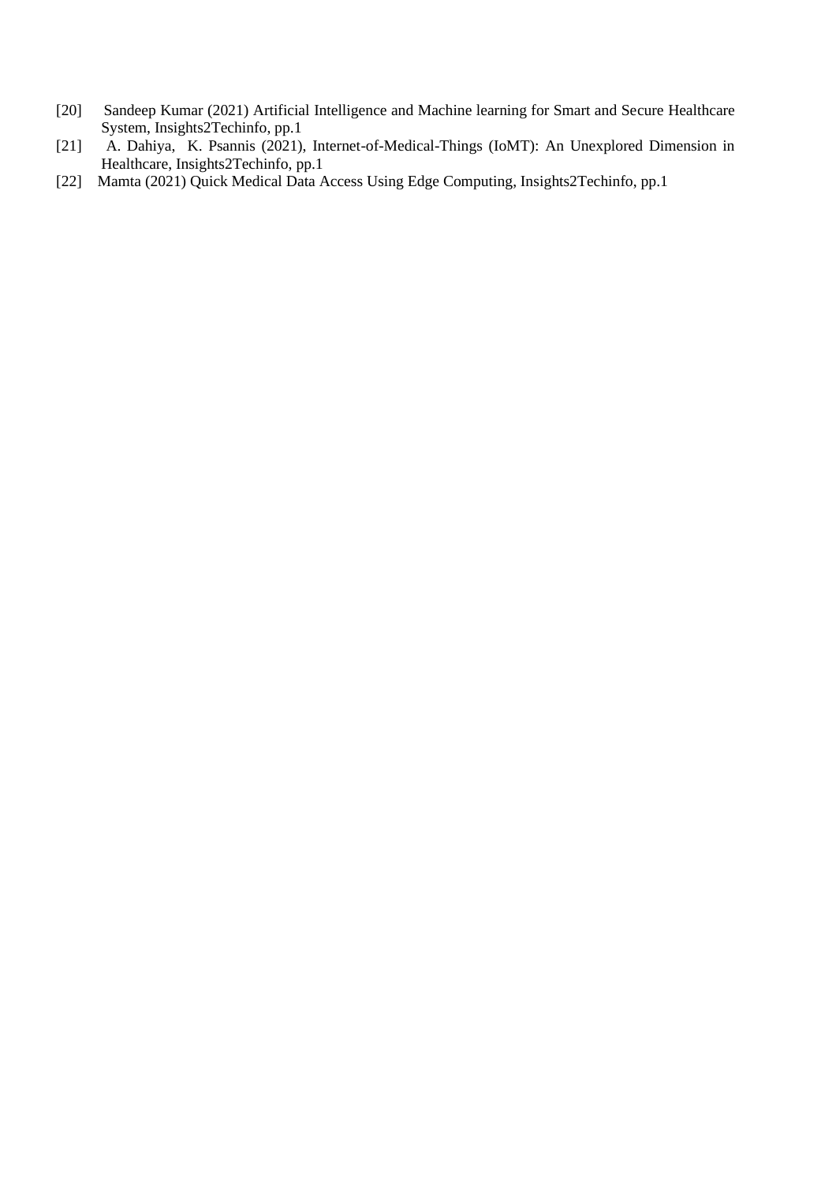[20] Sandeep Kumar (2021) Artificial Intelligence and Machine learning for Smart and Secure Healthcare System, Insights2Techinfo, pp.1

[21] A. Dahiya, K. Psannis (2021), Internet-of-Medical-Things (IoMT): An Unexplored Dimension in Healthcare, Insights2Techinfo, pp.1

[22] Mamta (2021) Quick Medical Data Access Using Edge Computing, Insights2Techinfo, pp.1